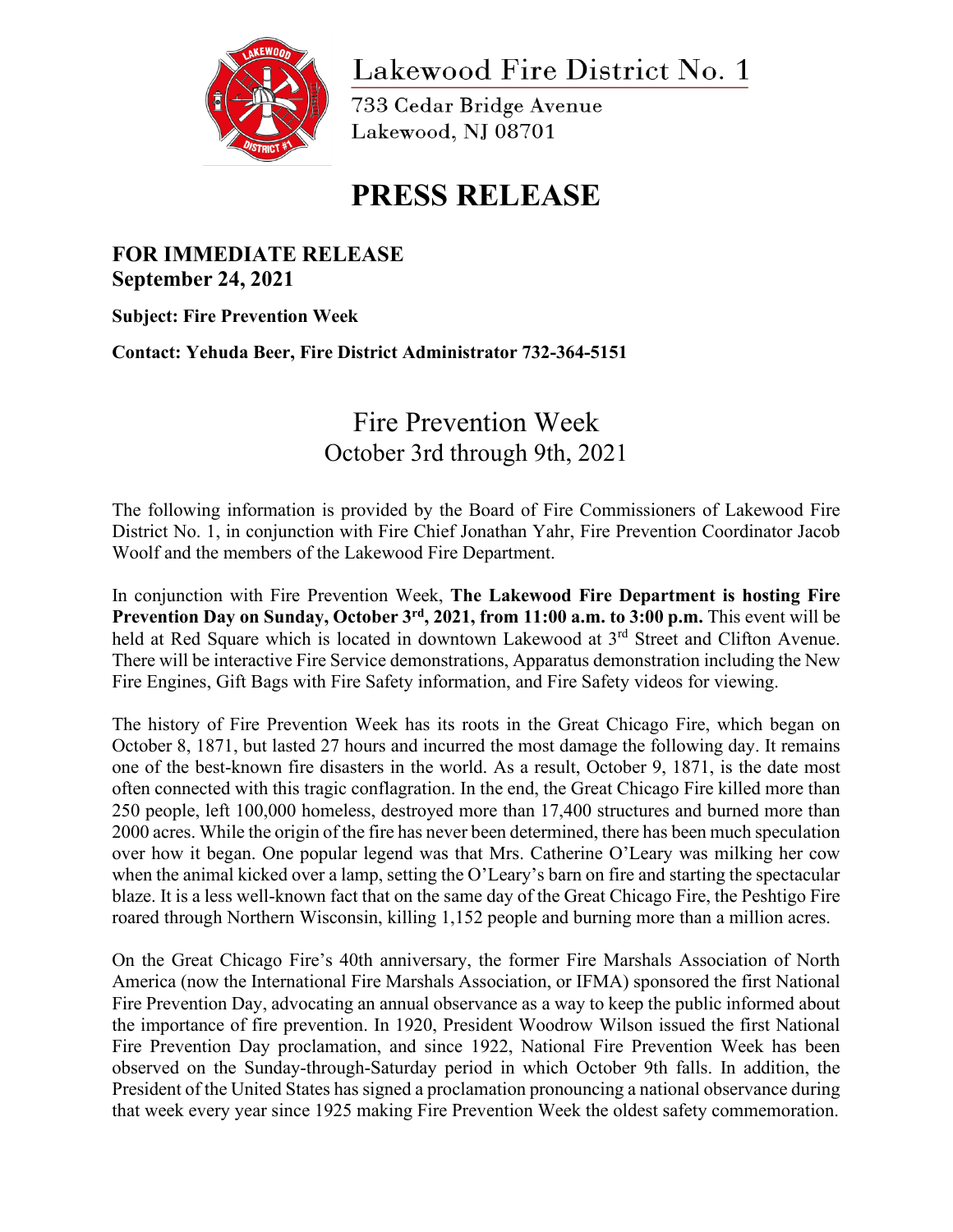# Lakewood Fire District No. 1

733 Cedar Bridge Avenue
Lakewood, NJ 08701

# PRESS RELEASE

**FOR IMMEDIATE RELEASE**
**September 24, 2021**

**Subject: Fire Prevention Week**

**Contact: Yehuda Beer, Fire District Administrator 732-364-5151**

## Fire Prevention Week
## October 3rd through 9th, 2021

The following information is provided by the Board of Fire Commissioners of Lakewood Fire District No. 1, in conjunction with Fire Chief Jonathan Yahr, Fire Prevention Coordinator Jacob Woolf and the members of the Lakewood Fire Department.

In conjunction with Fire Prevention Week, **The Lakewood Fire Department is hosting Fire Prevention Day on Sunday, October 3rd, 2021, from 11:00 a.m. to 3:00 p.m.** This event will be held at Red Square which is located in downtown Lakewood at 3rd Street and Clifton Avenue. There will be interactive Fire Service demonstrations, Apparatus demonstration including the New Fire Engines, Gift Bags with Fire Safety information, and Fire Safety videos for viewing.

The history of Fire Prevention Week has its roots in the Great Chicago Fire, which began on October 8, 1871, but lasted 27 hours and incurred the most damage the following day. It remains one of the best-known fire disasters in the world. As a result, October 9, 1871, is the date most often connected with this tragic conflagration. In the end, the Great Chicago Fire killed more than 250 people, left 100,000 homeless, destroyed more than 17,400 structures and burned more than 2000 acres. While the origin of the fire has never been determined, there has been much speculation over how it began. One popular legend was that Mrs. Catherine O'Leary was milking her cow when the animal kicked over a lamp, setting the O'Leary's barn on fire and starting the spectacular blaze. It is a less well-known fact that on the same day of the Great Chicago Fire, the Peshtigo Fire roared through Northern Wisconsin, killing 1,152 people and burning more than a million acres.

On the Great Chicago Fire's 40th anniversary, the former Fire Marshals Association of North America (now the International Fire Marshals Association, or IFMA) sponsored the first National Fire Prevention Day, advocating an annual observance as a way to keep the public informed about the importance of fire prevention. In 1920, President Woodrow Wilson issued the first National Fire Prevention Day proclamation, and since 1922, National Fire Prevention Week has been observed on the Sunday-through-Saturday period in which October 9th falls. In addition, the President of the United States has signed a proclamation pronouncing a national observance during that week every year since 1925 making Fire Prevention Week the oldest safety commemoration.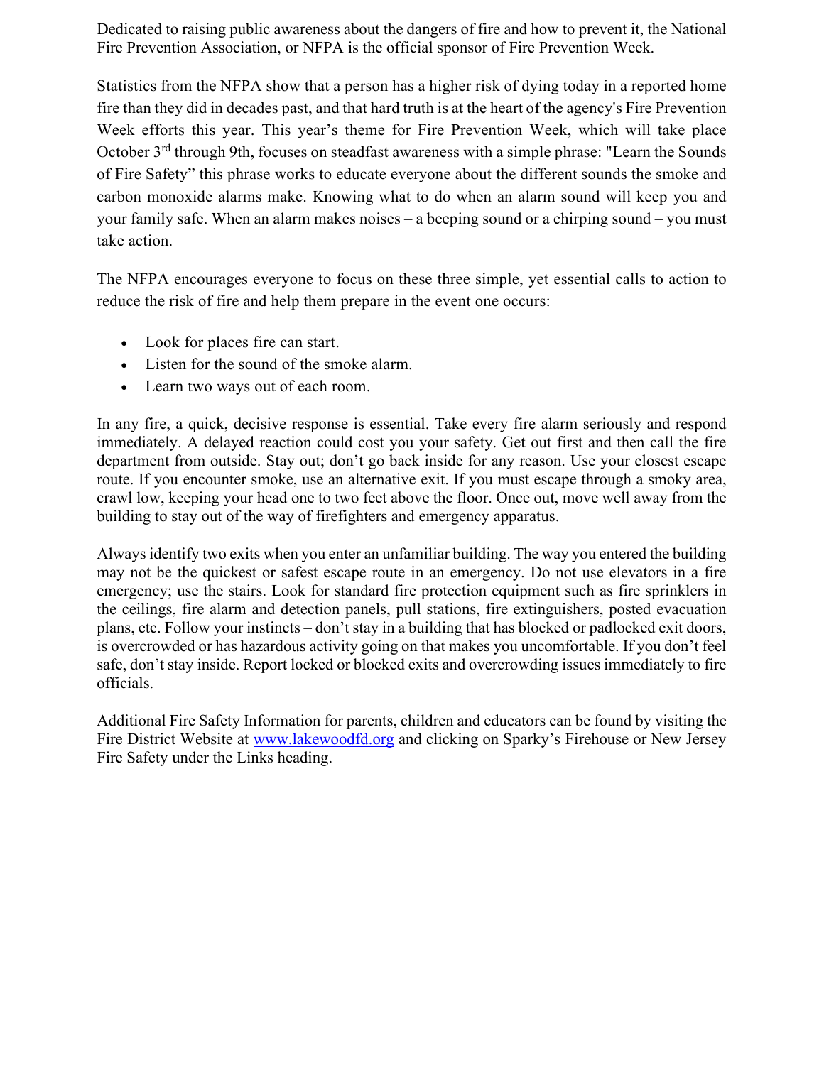Dedicated to raising public awareness about the dangers of fire and how to prevent it, the National Fire Prevention Association, or NFPA is the official sponsor of Fire Prevention Week.

Statistics from the NFPA show that a person has a higher risk of dying today in a reported home fire than they did in decades past, and that hard truth is at the heart of the agency's Fire Prevention Week efforts this year. This year's theme for Fire Prevention Week, which will take place October 3rd through 9th, focuses on steadfast awareness with a simple phrase: "Learn the Sounds of Fire Safety" this phrase works to educate everyone about the different sounds the smoke and carbon monoxide alarms make. Knowing what to do when an alarm sound will keep you and your family safe. When an alarm makes noises – a beeping sound or a chirping sound – you must take action.

The NFPA encourages everyone to focus on these three simple, yet essential calls to action to reduce the risk of fire and help them prepare in the event one occurs:

- Look for places fire can start.
- Listen for the sound of the smoke alarm.
- Learn two ways out of each room.

In any fire, a quick, decisive response is essential. Take every fire alarm seriously and respond immediately. A delayed reaction could cost you your safety. Get out first and then call the fire department from outside. Stay out; don't go back inside for any reason. Use your closest escape route. If you encounter smoke, use an alternative exit. If you must escape through a smoky area, crawl low, keeping your head one to two feet above the floor. Once out, move well away from the building to stay out of the way of firefighters and emergency apparatus.

Always identify two exits when you enter an unfamiliar building. The way you entered the building may not be the quickest or safest escape route in an emergency. Do not use elevators in a fire emergency; use the stairs. Look for standard fire protection equipment such as fire sprinklers in the ceilings, fire alarm and detection panels, pull stations, fire extinguishers, posted evacuation plans, etc. Follow your instincts – don't stay in a building that has blocked or padlocked exit doors, is overcrowded or has hazardous activity going on that makes you uncomfortable. If you don't feel safe, don't stay inside. Report locked or blocked exits and overcrowding issues immediately to fire officials.

Additional Fire Safety Information for parents, children and educators can be found by visiting the Fire District Website at [www.lakewoodfd.org](http://www.lakewoodfd.org) and clicking on Sparky's Firehouse or New Jersey Fire Safety under the Links heading.